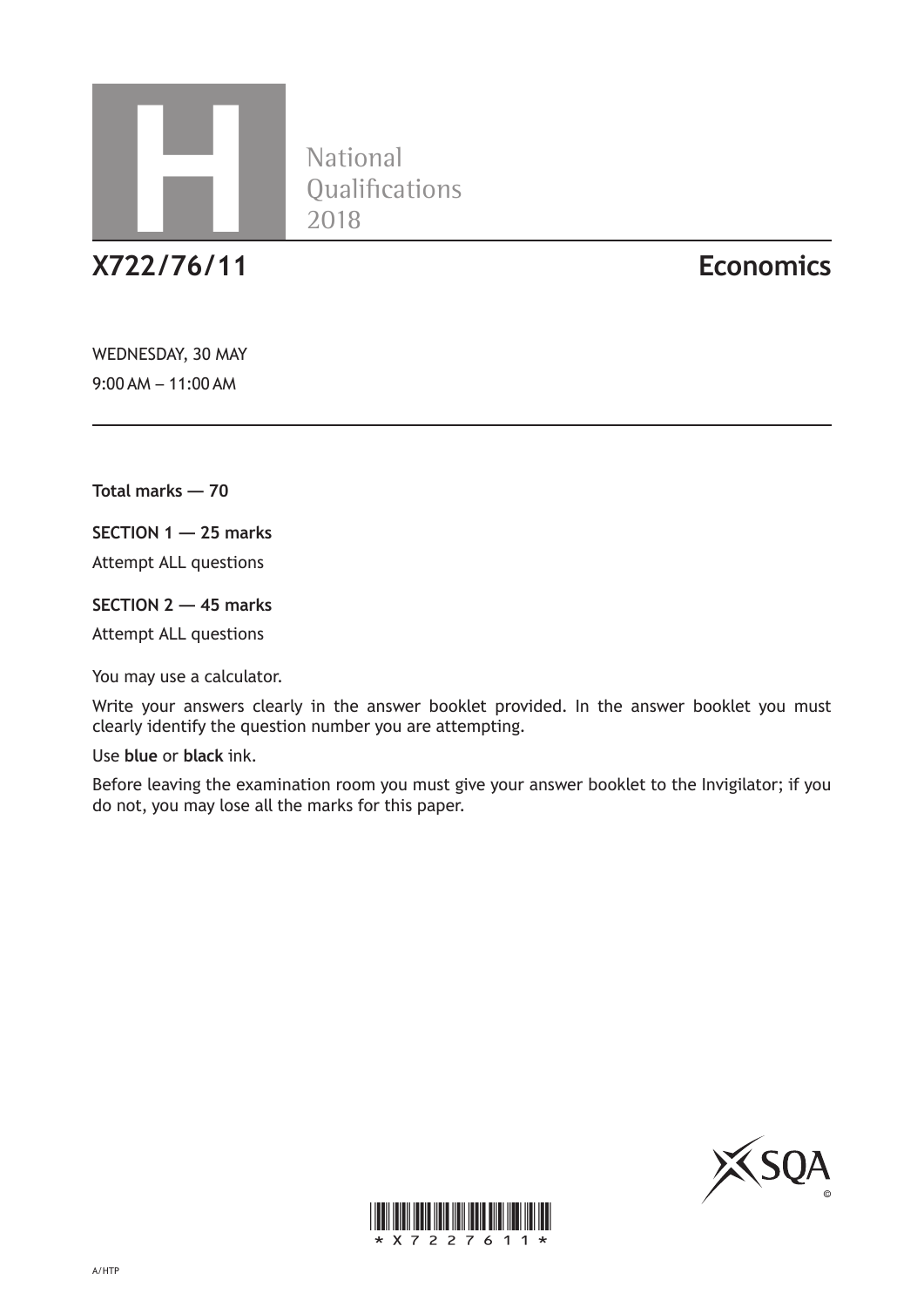H

National Qualifications 2018

# X722/76/11 Economics

WEDNESDAY, 30 MAY

9:00 AM – 11:00 AM

**Total marks — 70**

**SECTION 1 — 25 marks**

Attempt ALL questions

**SECTION 2 — 45 marks**

Attempt ALL questions

You may use a calculator.

Write your answers clearly in the answer booklet provided. In the answer booklet you must clearly identify the question number you are attempting.

Use **blue** or **black** ink.

Before leaving the examination room you must give your answer booklet to the Invigilator; if you do not, you may lose all the marks for this paper.

*X7227611*

A/HTP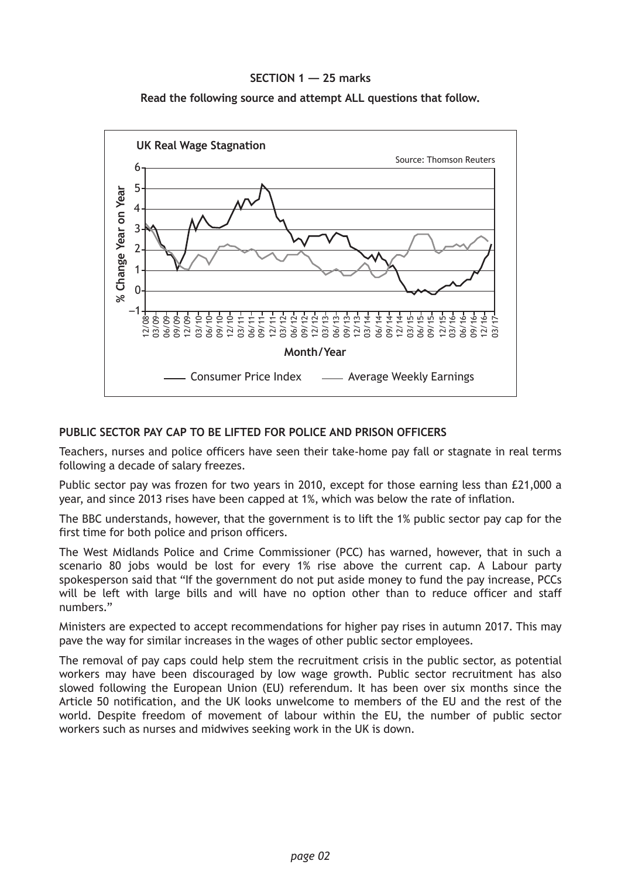**SECTION 1 — 25 marks**

**Read the following source and attempt ALL questions that follow.**

**UK Real Wage Stagnation**

Source: Thomson Reuters

% Change Year on Year

Month/Year

— Consumer Price Index — Average Weekly Earnings

**PUBLIC SECTOR PAY CAP TO BE LIFTED FOR POLICE AND PRISON OFFICERS**

Teachers, nurses and police officers have seen their take-home pay fall or stagnate in real terms following a decade of salary freezes.

Public sector pay was frozen for two years in 2010, except for those earning less than £21,000 a year, and since 2013 rises have been capped at 1%, which was below the rate of inflation.

The BBC understands, however, that the government is to lift the 1% public sector pay cap for the first time for both police and prison officers.

The West Midlands Police and Crime Commissioner (PCC) has warned, however, that in such a scenario 80 jobs would be lost for every 1% rise above the current cap. A Labour party spokesperson said that "If the government do not put aside money to fund the pay increase, PCCs will be left with large bills and will have no option other than to reduce officer and staff numbers."

Ministers are expected to accept recommendations for higher pay rises in autumn 2017. This may pave the way for similar increases in the wages of other public sector employees.

The removal of pay caps could help stem the recruitment crisis in the public sector, as potential workers may have been discouraged by low wage growth. Public sector recruitment has also slowed following the European Union (EU) referendum. It has been over six months since the Article 50 notification, and the UK looks unwelcome to members of the EU and the rest of the world. Despite freedom of movement of labour within the EU, the number of public sector workers such as nurses and midwives seeking work in the UK is down.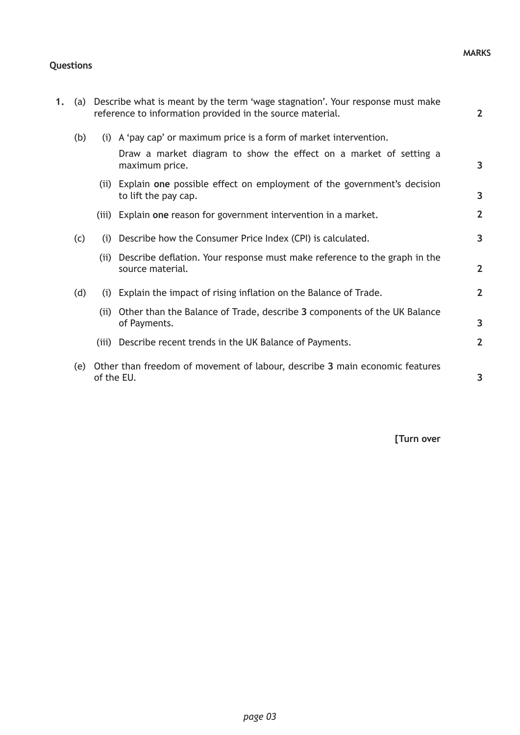**MARKS**

**Questions**

**1.** (a) Describe what is meant by the term 'wage stagnation'. Your response must make reference to information provided in the source material. **2**

(b) (i) A 'pay cap' or maximum price is a form of market intervention.

Draw a market diagram to show the effect on a market of setting a maximum price. **3**

(ii) Explain **one** possible effect on employment of the government's decision to lift the pay cap. **3**

(iii) Explain **one** reason for government intervention in a market. **2**

(c) (i) Describe how the Consumer Price Index (CPI) is calculated. **3**

(ii) Describe deflation. Your response must make reference to the graph in the source material. **2**

(d) (i) Explain the impact of rising inflation on the Balance of Trade. **2**

(ii) Other than the Balance of Trade, describe **3** components of the UK Balance of Payments. **3**

(iii) Describe recent trends in the UK Balance of Payments. **2**

(e) Other than freedom of movement of labour, describe **3** main economic features of the EU. **3**

**[Turn over**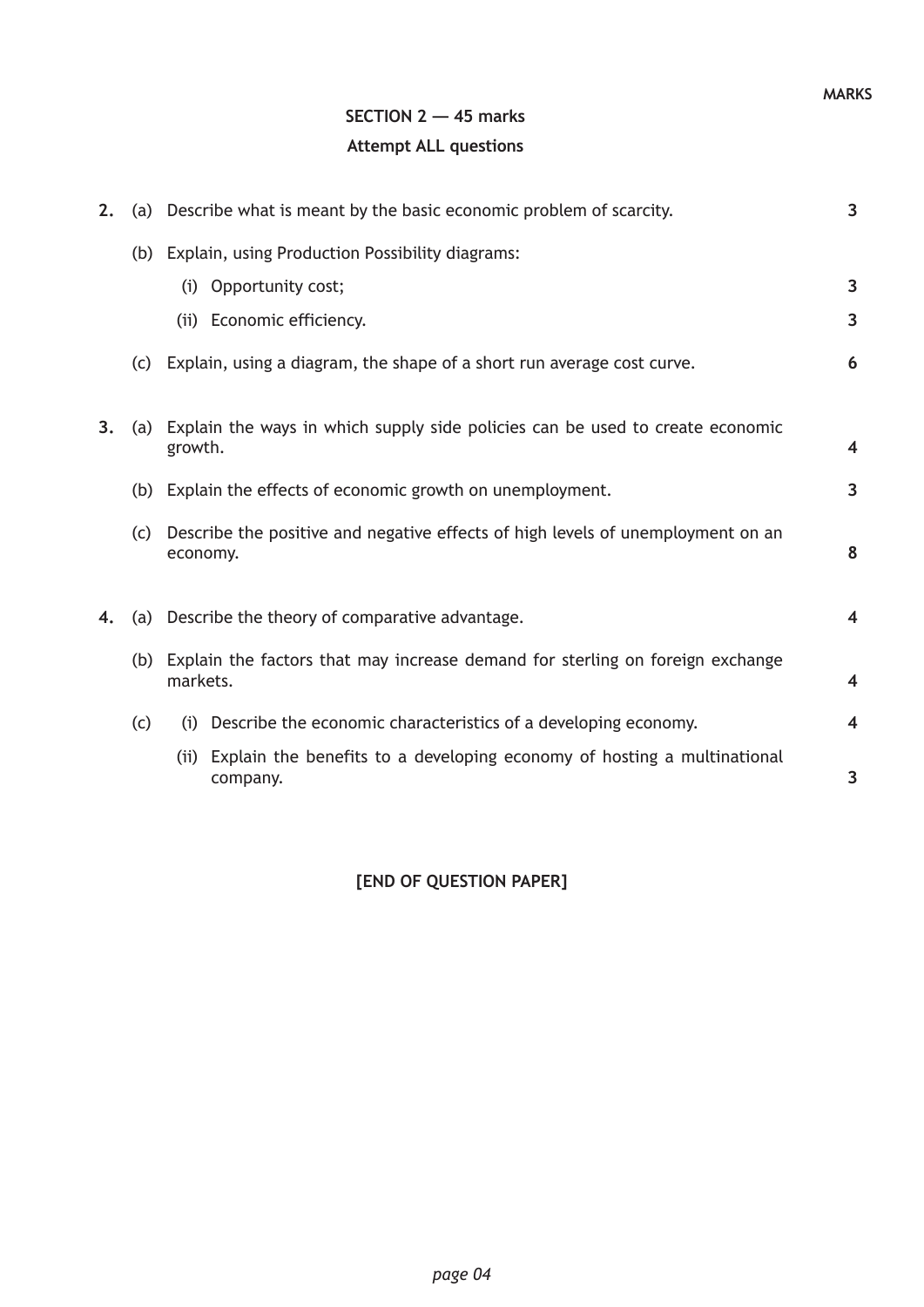**MARKS**

## SECTION 2 — 45 marks

**Attempt ALL questions**

**2.** (a) Describe what is meant by the basic economic problem of scarcity. **3**

(b) Explain, using Production Possibility diagrams:

(i) Opportunity cost; **3**

(ii) Economic efficiency. **3**

(c) Explain, using a diagram, the shape of a short run average cost curve. **6**

**3.** (a) Explain the ways in which supply side policies can be used to create economic growth. **4**

(b) Explain the effects of economic growth on unemployment. **3**

(c) Describe the positive and negative effects of high levels of unemployment on an economy. **8**

**4.** (a) Describe the theory of comparative advantage. **4**

(b) Explain the factors that may increase demand for sterling on foreign exchange markets. **4**

(c) (i) Describe the economic characteristics of a developing economy. **4**

(ii) Explain the benefits to a developing economy of hosting a multinational company. **3**

**[END OF QUESTION PAPER]**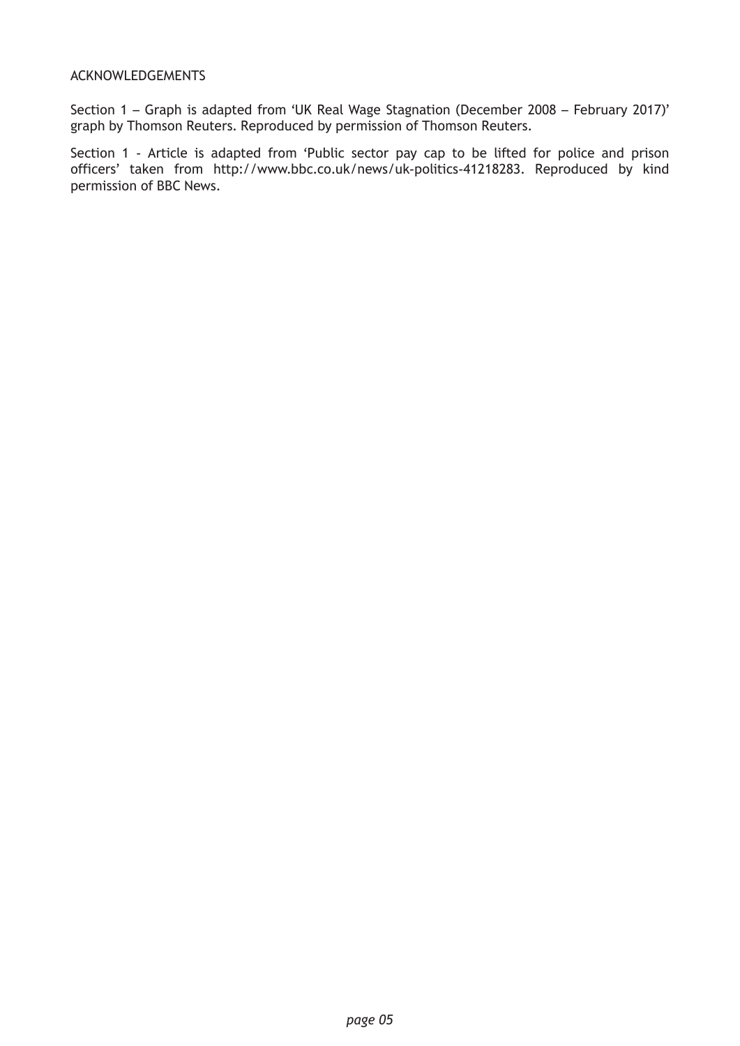ACKNOWLEDGEMENTS

Section 1 – Graph is adapted from 'UK Real Wage Stagnation (December 2008 – February 2017)' graph by Thomson Reuters. Reproduced by permission of Thomson Reuters.

Section 1 - Article is adapted from 'Public sector pay cap to be lifted for police and prison officers' taken from http://www.bbc.co.uk/news/uk-politics-41218283. Reproduced by kind permission of BBC News.